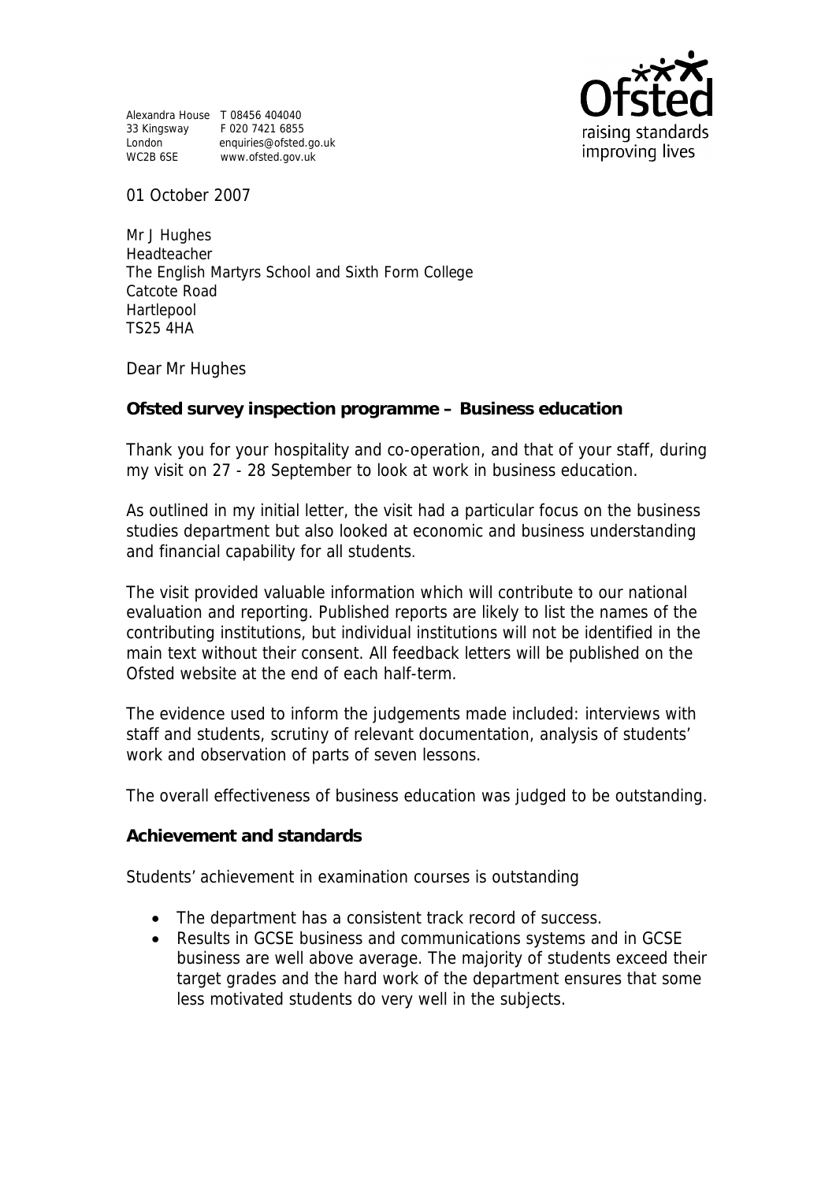Alexandra House T 08456 404040
33 Kingsway F 020 7421 6855
London enquiries@ofsted.go.uk
WC2B 6SE www.ofsted.gov.uk

Ofsted
raising standards
improving lives

01 October 2007

Mr J Hughes
Headteacher
The English Martyrs School and Sixth Form College
Catcote Road
Hartlepool
TS25 4HA

Dear Mr Hughes

**Ofsted survey inspection programme – Business education**

Thank you for your hospitality and co-operation, and that of your staff, during my visit on 27 - 28 September to look at work in business education.

As outlined in my initial letter, the visit had a particular focus on the business studies department but also looked at economic and business understanding and financial capability for all students.

The visit provided valuable information which will contribute to our national evaluation and reporting. Published reports are likely to list the names of the contributing institutions, but individual institutions will not be identified in the main text without their consent. All feedback letters will be published on the Ofsted website at the end of each half-term.

The evidence used to inform the judgements made included: interviews with staff and students, scrutiny of relevant documentation, analysis of students' work and observation of parts of seven lessons.

The overall effectiveness of business education was judged to be outstanding.

**Achievement and standards**

Students' achievement in examination courses is outstanding

- The department has a consistent track record of success.
- Results in GCSE business and communications systems and in GCSE business are well above average. The majority of students exceed their target grades and the hard work of the department ensures that some less motivated students do very well in the subjects.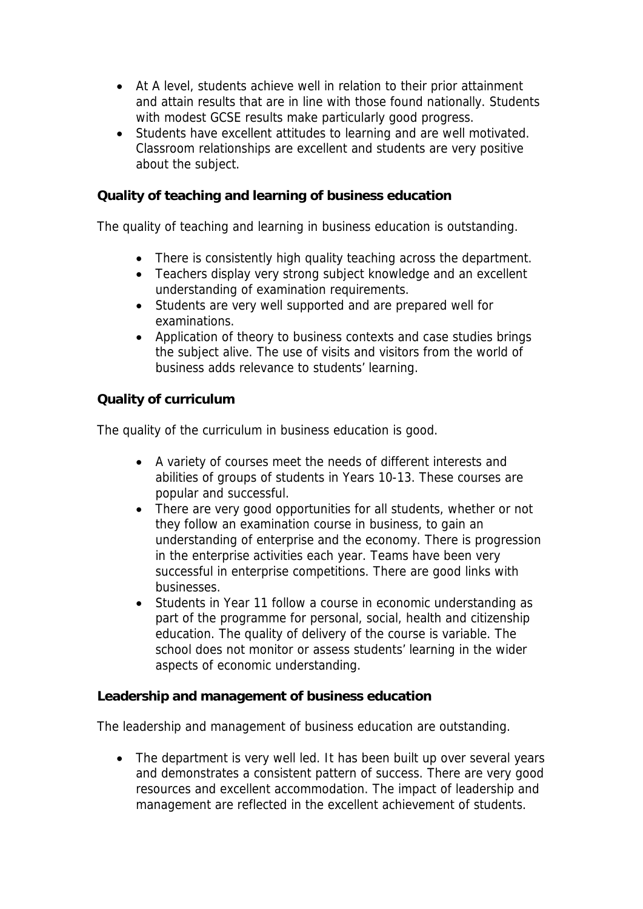- At A level, students achieve well in relation to their prior attainment and attain results that are in line with those found nationally. Students with modest GCSE results make particularly good progress.
- Students have excellent attitudes to learning and are well motivated. Classroom relationships are excellent and students are very positive about the subject.

**Quality of teaching and learning of business education**

The quality of teaching and learning in business education is outstanding.

- There is consistently high quality teaching across the department.
- Teachers display very strong subject knowledge and an excellent understanding of examination requirements.
- Students are very well supported and are prepared well for examinations.
- Application of theory to business contexts and case studies brings the subject alive. The use of visits and visitors from the world of business adds relevance to students' learning.

**Quality of curriculum**

The quality of the curriculum in business education is good.

- A variety of courses meet the needs of different interests and abilities of groups of students in Years 10-13. These courses are popular and successful.
- There are very good opportunities for all students, whether or not they follow an examination course in business, to gain an understanding of enterprise and the economy. There is progression in the enterprise activities each year. Teams have been very successful in enterprise competitions. There are good links with businesses.
- Students in Year 11 follow a course in economic understanding as part of the programme for personal, social, health and citizenship education. The quality of delivery of the course is variable. The school does not monitor or assess students' learning in the wider aspects of economic understanding.

**Leadership and management of business education**

The leadership and management of business education are outstanding.

- The department is very well led. It has been built up over several years and demonstrates a consistent pattern of success. There are very good resources and excellent accommodation. The impact of leadership and management are reflected in the excellent achievement of students.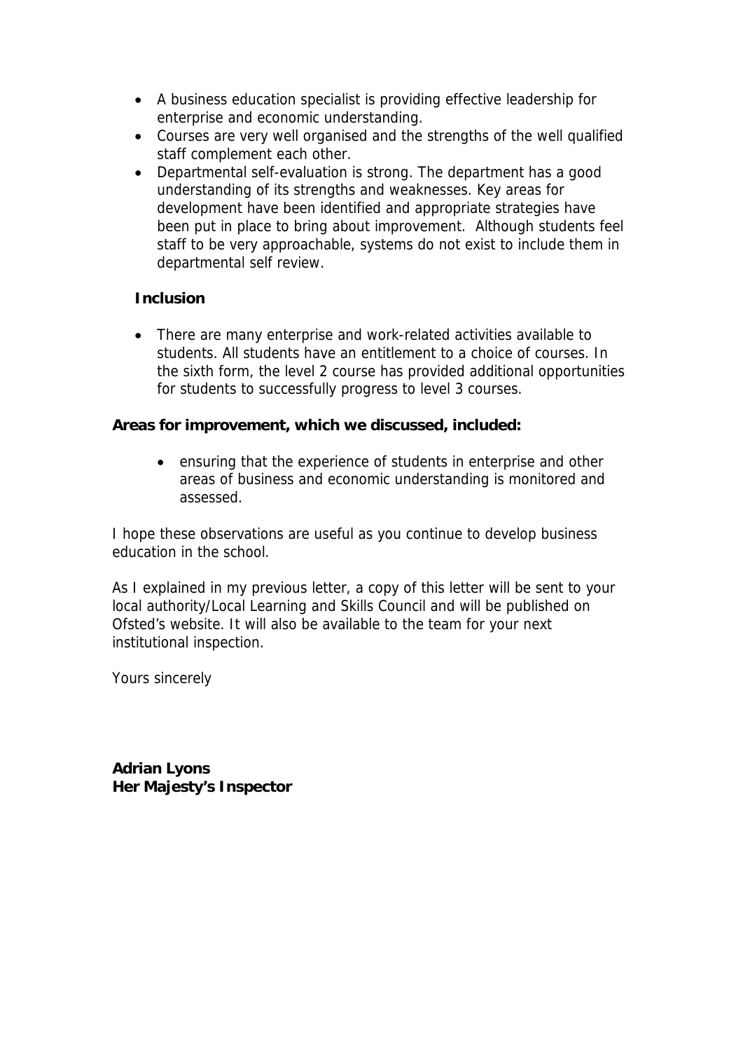- A business education specialist is providing effective leadership for enterprise and economic understanding.
- Courses are very well organised and the strengths of the well qualified staff complement each other.
- Departmental self-evaluation is strong. The department has a good understanding of its strengths and weaknesses. Key areas for development have been identified and appropriate strategies have been put in place to bring about improvement. Although students feel staff to be very approachable, systems do not exist to include them in departmental self review.

**Inclusion**

- There are many enterprise and work-related activities available to students. All students have an entitlement to a choice of courses. In the sixth form, the level 2 course has provided additional opportunities for students to successfully progress to level 3 courses.

**Areas for improvement, which we discussed, included:**

- ensuring that the experience of students in enterprise and other areas of business and economic understanding is monitored and assessed.

I hope these observations are useful as you continue to develop business education in the school.

As I explained in my previous letter, a copy of this letter will be sent to your local authority/Local Learning and Skills Council and will be published on Ofsted's website. It will also be available to the team for your next institutional inspection.

Yours sincerely

**Adrian Lyons**
**Her Majesty's Inspector**